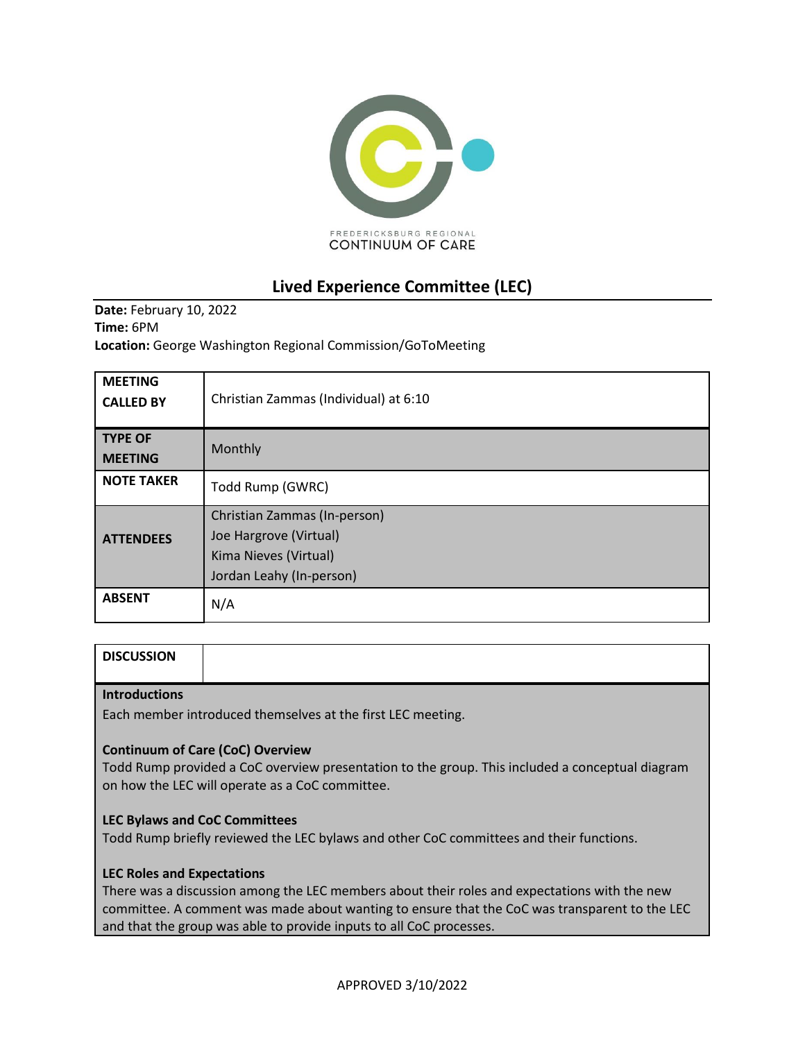FREDERICKSBURG REGIONAL
CONTINUUM OF CARE

# Lived Experience Committee (LEC)

**Date:** February 10, 2022
**Time:** 6PM
**Location:** George Washington Regional Commission/GoToMeeting

| | |
|---|---|
| **MEETING CALLED BY** | Christian Zammas (Individual) at 6:10 |
| **TYPE OF MEETING** | Monthly |
| **NOTE TAKER** | Todd Rump (GWRC) |
| **ATTENDEES** | Christian Zammas (In-person)<br>Joe Hargrove (Virtual)<br>Kima Nieves (Virtual)<br>Jordan Leahy (In-person) |
| **ABSENT** | N/A |

## DISCUSSION

**Introductions**
Each member introduced themselves at the first LEC meeting.

**Continuum of Care (CoC) Overview**
Todd Rump provided a CoC overview presentation to the group. This included a conceptual diagram on how the LEC will operate as a CoC committee.

**LEC Bylaws and CoC Committees**
Todd Rump briefly reviewed the LEC bylaws and other CoC committees and their functions.

**LEC Roles and Expectations**
There was a discussion among the LEC members about their roles and expectations with the new committee. A comment was made about wanting to ensure that the CoC was transparent to the LEC and that the group was able to provide inputs to all CoC processes.

APPROVED 3/10/2022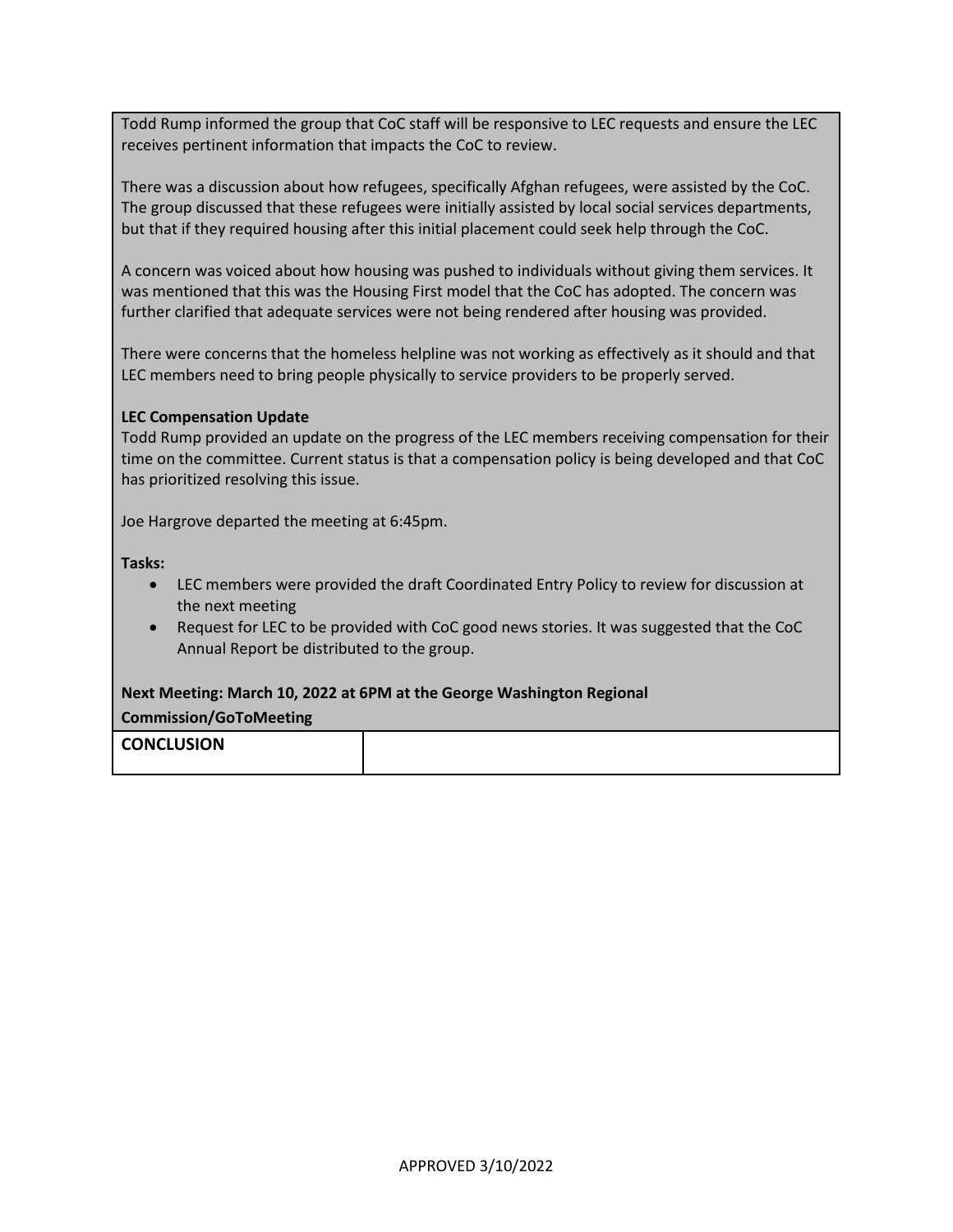Todd Rump informed the group that CoC staff will be responsive to LEC requests and ensure the LEC receives pertinent information that impacts the CoC to review.

There was a discussion about how refugees, specifically Afghan refugees, were assisted by the CoC. The group discussed that these refugees were initially assisted by local social services departments, but that if they required housing after this initial placement could seek help through the CoC.

A concern was voiced about how housing was pushed to individuals without giving them services. It was mentioned that this was the Housing First model that the CoC has adopted. The concern was further clarified that adequate services were not being rendered after housing was provided.

There were concerns that the homeless helpline was not working as effectively as it should and that LEC members need to bring people physically to service providers to be properly served.

**LEC Compensation Update**

Todd Rump provided an update on the progress of the LEC members receiving compensation for their time on the committee. Current status is that a compensation policy is being developed and that CoC has prioritized resolving this issue.

Joe Hargrove departed the meeting at 6:45pm.

**Tasks:**

- LEC members were provided the draft Coordinated Entry Policy to review for discussion at the next meeting
- Request for LEC to be provided with CoC good news stories. It was suggested that the CoC Annual Report be distributed to the group.

**Next Meeting: March 10, 2022 at 6PM at the George Washington Regional Commission/GoToMeeting**

| | |
|---|---|
| **CONCLUSION** | |

APPROVED 3/10/2022